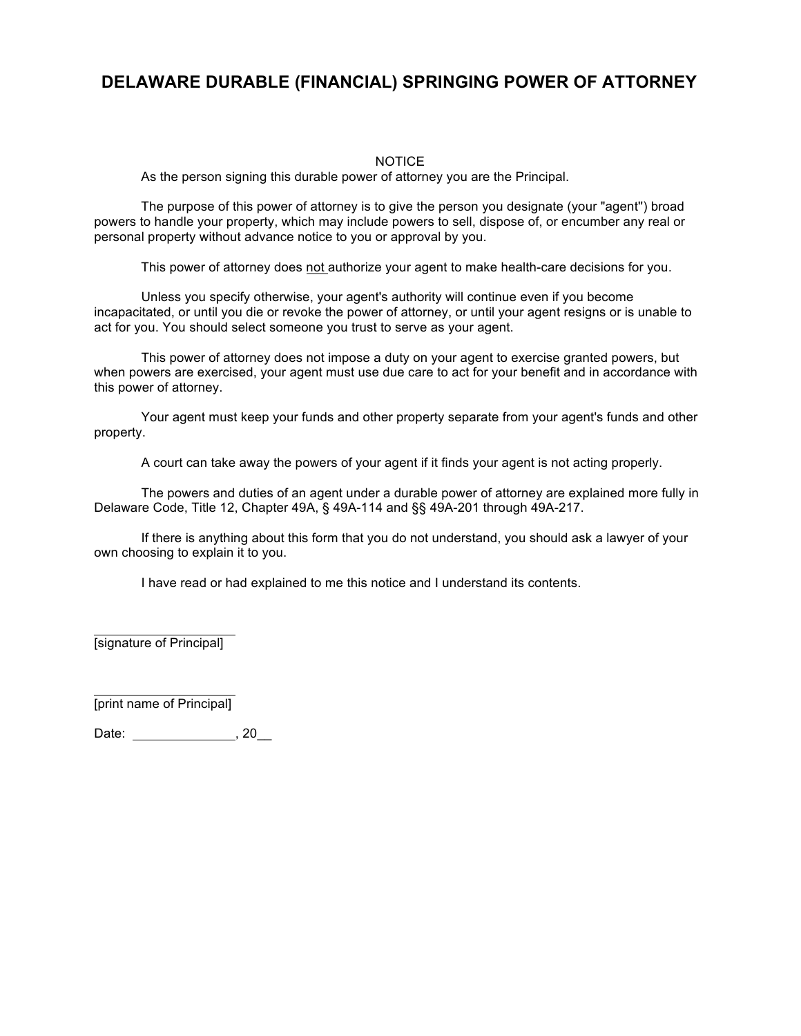# DELAWARE DURABLE (FINANCIAL) SPRINGING POWER OF ATTORNEY

NOTICE

As the person signing this durable power of attorney you are the Principal.

The purpose of this power of attorney is to give the person you designate (your "agent") broad powers to handle your property, which may include powers to sell, dispose of, or encumber any real or personal property without advance notice to you or approval by you.

This power of attorney does not authorize your agent to make health-care decisions for you.

Unless you specify otherwise, your agent's authority will continue even if you become incapacitated, or until you die or revoke the power of attorney, or until your agent resigns or is unable to act for you. You should select someone you trust to serve as your agent.

This power of attorney does not impose a duty on your agent to exercise granted powers, but when powers are exercised, your agent must use due care to act for your benefit and in accordance with this power of attorney.

Your agent must keep your funds and other property separate from your agent's funds and other property.

A court can take away the powers of your agent if it finds your agent is not acting properly.

The powers and duties of an agent under a durable power of attorney are explained more fully in Delaware Code, Title 12, Chapter 49A, § 49A-114 and §§ 49A-201 through 49A-217.

If there is anything about this form that you do not understand, you should ask a lawyer of your own choosing to explain it to you.

I have read or had explained to me this notice and I understand its contents.

______________________
[signature of Principal]

______________________
[print name of Principal]

Date: ______________, 20__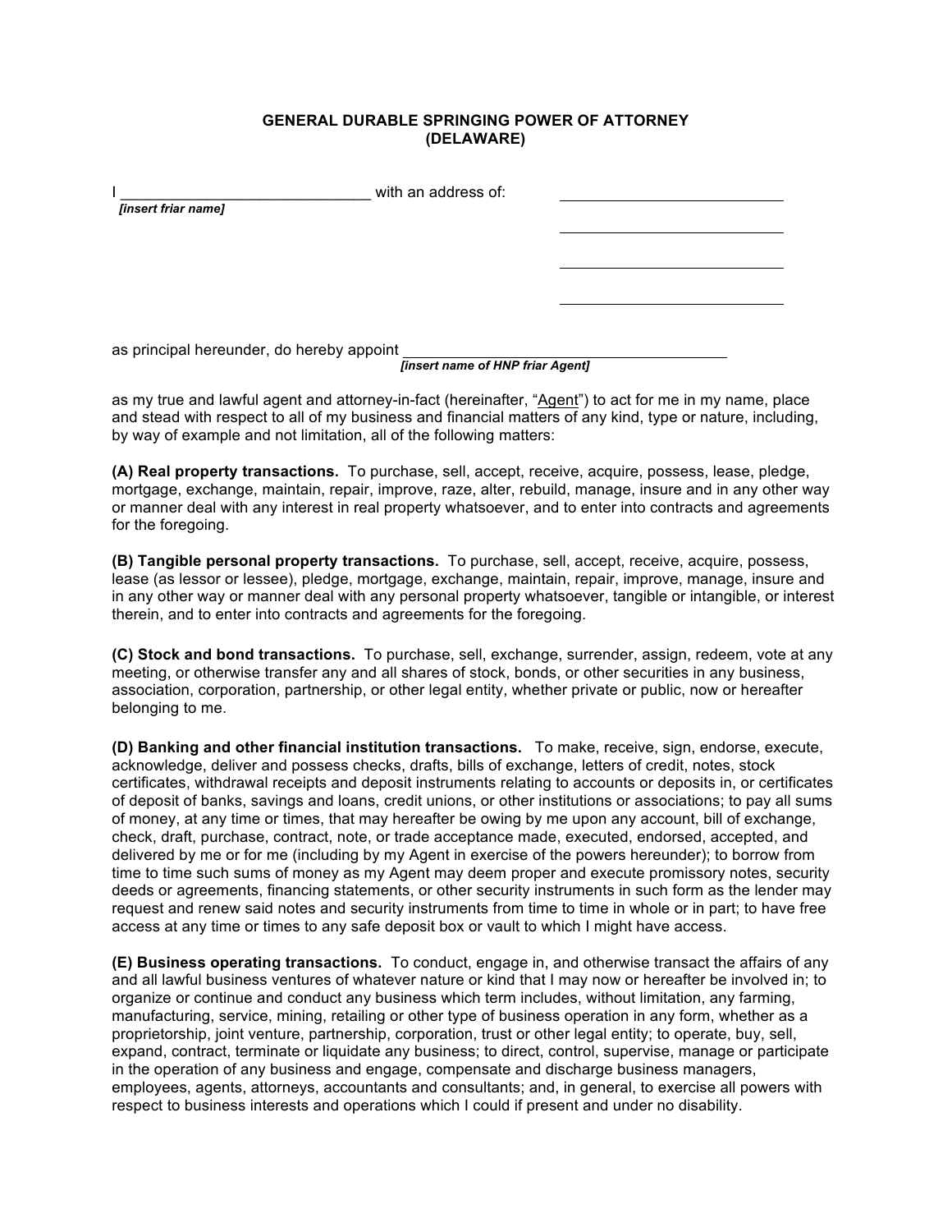**GENERAL DURABLE SPRINGING POWER OF ATTORNEY**
**(DELAWARE)**

I ______________________________ with an address of: ______________________________
*[insert friar name]*

______________________________

______________________________

______________________________

as principal hereunder, do hereby appoint ________________________________________
*[insert name of HNP friar Agent]*

as my true and lawful agent and attorney-in-fact (hereinafter, "Agent") to act for me in my name, place and stead with respect to all of my business and financial matters of any kind, type or nature, including, by way of example and not limitation, all of the following matters:

**(A) Real property transactions.** To purchase, sell, accept, receive, acquire, possess, lease, pledge, mortgage, exchange, maintain, repair, improve, raze, alter, rebuild, manage, insure and in any other way or manner deal with any interest in real property whatsoever, and to enter into contracts and agreements for the foregoing.

**(B) Tangible personal property transactions.** To purchase, sell, accept, receive, acquire, possess, lease (as lessor or lessee), pledge, mortgage, exchange, maintain, repair, improve, manage, insure and in any other way or manner deal with any personal property whatsoever, tangible or intangible, or interest therein, and to enter into contracts and agreements for the foregoing.

**(C) Stock and bond transactions.** To purchase, sell, exchange, surrender, assign, redeem, vote at any meeting, or otherwise transfer any and all shares of stock, bonds, or other securities in any business, association, corporation, partnership, or other legal entity, whether private or public, now or hereafter belonging to me.

**(D) Banking and other financial institution transactions.** To make, receive, sign, endorse, execute, acknowledge, deliver and possess checks, drafts, bills of exchange, letters of credit, notes, stock certificates, withdrawal receipts and deposit instruments relating to accounts or deposits in, or certificates of deposit of banks, savings and loans, credit unions, or other institutions or associations; to pay all sums of money, at any time or times, that may hereafter be owing by me upon any account, bill of exchange, check, draft, purchase, contract, note, or trade acceptance made, executed, endorsed, accepted, and delivered by me or for me (including by my Agent in exercise of the powers hereunder); to borrow from time to time such sums of money as my Agent may deem proper and execute promissory notes, security deeds or agreements, financing statements, or other security instruments in such form as the lender may request and renew said notes and security instruments from time to time in whole or in part; to have free access at any time or times to any safe deposit box or vault to which I might have access.

**(E) Business operating transactions.** To conduct, engage in, and otherwise transact the affairs of any and all lawful business ventures of whatever nature or kind that I may now or hereafter be involved in; to organize or continue and conduct any business which term includes, without limitation, any farming, manufacturing, service, mining, retailing or other type of business operation in any form, whether as a proprietorship, joint venture, partnership, corporation, trust or other legal entity; to operate, buy, sell, expand, contract, terminate or liquidate any business; to direct, control, supervise, manage or participate in the operation of any business and engage, compensate and discharge business managers, employees, agents, attorneys, accountants and consultants; and, in general, to exercise all powers with respect to business interests and operations which I could if present and under no disability.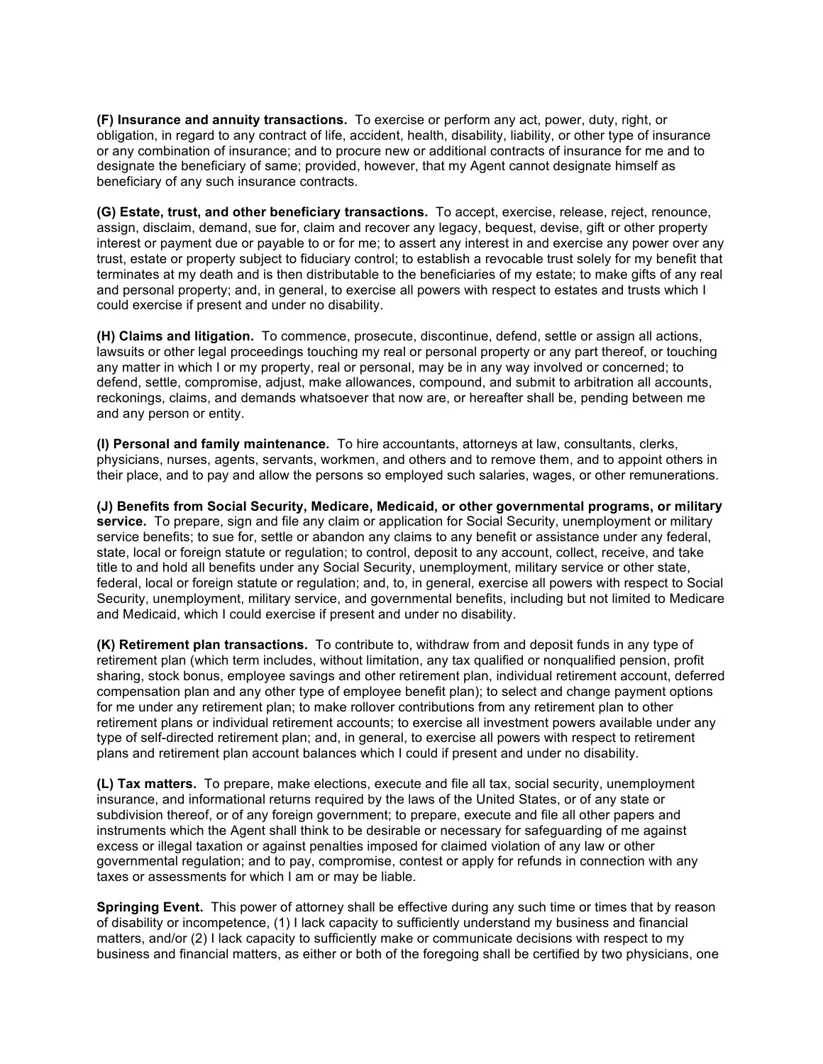**(F) Insurance and annuity transactions.** To exercise or perform any act, power, duty, right, or obligation, in regard to any contract of life, accident, health, disability, liability, or other type of insurance or any combination of insurance; and to procure new or additional contracts of insurance for me and to designate the beneficiary of same; provided, however, that my Agent cannot designate himself as beneficiary of any such insurance contracts.

**(G) Estate, trust, and other beneficiary transactions.** To accept, exercise, release, reject, renounce, assign, disclaim, demand, sue for, claim and recover any legacy, bequest, devise, gift or other property interest or payment due or payable to or for me; to assert any interest in and exercise any power over any trust, estate or property subject to fiduciary control; to establish a revocable trust solely for my benefit that terminates at my death and is then distributable to the beneficiaries of my estate; to make gifts of any real and personal property; and, in general, to exercise all powers with respect to estates and trusts which I could exercise if present and under no disability.

**(H) Claims and litigation.** To commence, prosecute, discontinue, defend, settle or assign all actions, lawsuits or other legal proceedings touching my real or personal property or any part thereof, or touching any matter in which I or my property, real or personal, may be in any way involved or concerned; to defend, settle, compromise, adjust, make allowances, compound, and submit to arbitration all accounts, reckonings, claims, and demands whatsoever that now are, or hereafter shall be, pending between me and any person or entity.

**(I) Personal and family maintenance.** To hire accountants, attorneys at law, consultants, clerks, physicians, nurses, agents, servants, workmen, and others and to remove them, and to appoint others in their place, and to pay and allow the persons so employed such salaries, wages, or other remunerations.

**(J) Benefits from Social Security, Medicare, Medicaid, or other governmental programs, or military service.** To prepare, sign and file any claim or application for Social Security, unemployment or military service benefits; to sue for, settle or abandon any claims to any benefit or assistance under any federal, state, local or foreign statute or regulation; to control, deposit to any account, collect, receive, and take title to and hold all benefits under any Social Security, unemployment, military service or other state, federal, local or foreign statute or regulation; and, to, in general, exercise all powers with respect to Social Security, unemployment, military service, and governmental benefits, including but not limited to Medicare and Medicaid, which I could exercise if present and under no disability.

**(K) Retirement plan transactions.** To contribute to, withdraw from and deposit funds in any type of retirement plan (which term includes, without limitation, any tax qualified or nonqualified pension, profit sharing, stock bonus, employee savings and other retirement plan, individual retirement account, deferred compensation plan and any other type of employee benefit plan); to select and change payment options for me under any retirement plan; to make rollover contributions from any retirement plan to other retirement plans or individual retirement accounts; to exercise all investment powers available under any type of self-directed retirement plan; and, in general, to exercise all powers with respect to retirement plans and retirement plan account balances which I could if present and under no disability.

**(L) Tax matters.** To prepare, make elections, execute and file all tax, social security, unemployment insurance, and informational returns required by the laws of the United States, or of any state or subdivision thereof, or of any foreign government; to prepare, execute and file all other papers and instruments which the Agent shall think to be desirable or necessary for safeguarding of me against excess or illegal taxation or against penalties imposed for claimed violation of any law or other governmental regulation; and to pay, compromise, contest or apply for refunds in connection with any taxes or assessments for which I am or may be liable.

**Springing Event.** This power of attorney shall be effective during any such time or times that by reason of disability or incompetence, (1) I lack capacity to sufficiently understand my business and financial matters, and/or (2) I lack capacity to sufficiently make or communicate decisions with respect to my business and financial matters, as either or both of the foregoing shall be certified by two physicians, one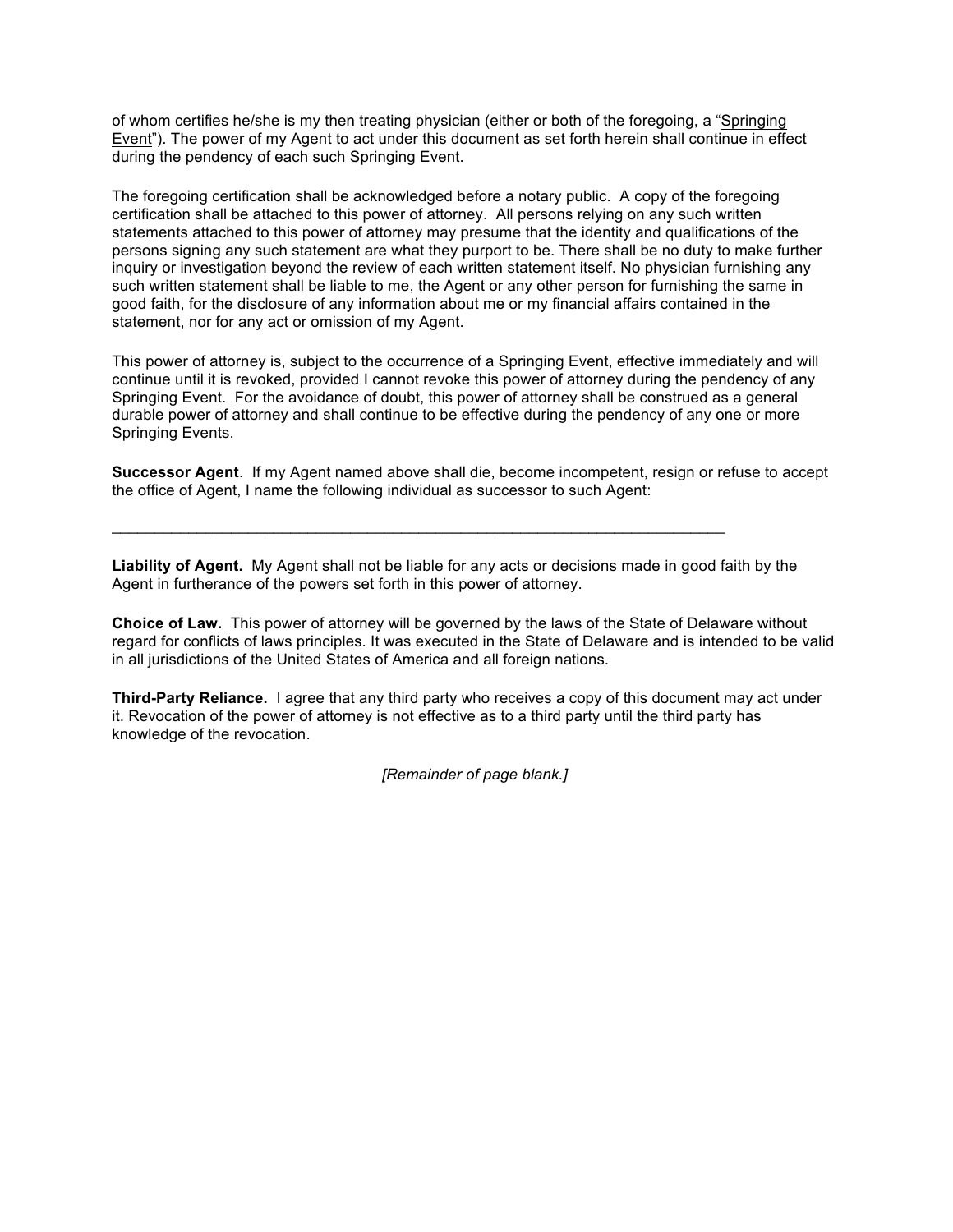of whom certifies he/she is my then treating physician (either or both of the foregoing, a "Springing Event"). The power of my Agent to act under this document as set forth herein shall continue in effect during the pendency of each such Springing Event.

The foregoing certification shall be acknowledged before a notary public. A copy of the foregoing certification shall be attached to this power of attorney. All persons relying on any such written statements attached to this power of attorney may presume that the identity and qualifications of the persons signing any such statement are what they purport to be. There shall be no duty to make further inquiry or investigation beyond the review of each written statement itself. No physician furnishing any such written statement shall be liable to me, the Agent or any other person for furnishing the same in good faith, for the disclosure of any information about me or my financial affairs contained in the statement, nor for any act or omission of my Agent.

This power of attorney is, subject to the occurrence of a Springing Event, effective immediately and will continue until it is revoked, provided I cannot revoke this power of attorney during the pendency of any Springing Event. For the avoidance of doubt, this power of attorney shall be construed as a general durable power of attorney and shall continue to be effective during the pendency of any one or more Springing Events.

**Successor Agent**. If my Agent named above shall die, become incompetent, resign or refuse to accept the office of Agent, I name the following individual as successor to such Agent:

\_\_\_\_\_\_\_\_\_\_\_\_\_\_\_\_\_\_\_\_\_\_\_\_\_\_\_\_\_\_\_\_\_\_\_\_\_\_\_\_\_\_\_\_\_\_\_\_\_\_\_\_\_\_\_\_\_\_\_\_\_\_\_\_\_\_\_\_\_\_\_\_

**Liability of Agent.** My Agent shall not be liable for any acts or decisions made in good faith by the Agent in furtherance of the powers set forth in this power of attorney.

**Choice of Law.** This power of attorney will be governed by the laws of the State of Delaware without regard for conflicts of laws principles. It was executed in the State of Delaware and is intended to be valid in all jurisdictions of the United States of America and all foreign nations.

**Third-Party Reliance.** I agree that any third party who receives a copy of this document may act under it. Revocation of the power of attorney is not effective as to a third party until the third party has knowledge of the revocation.

*[Remainder of page blank.]*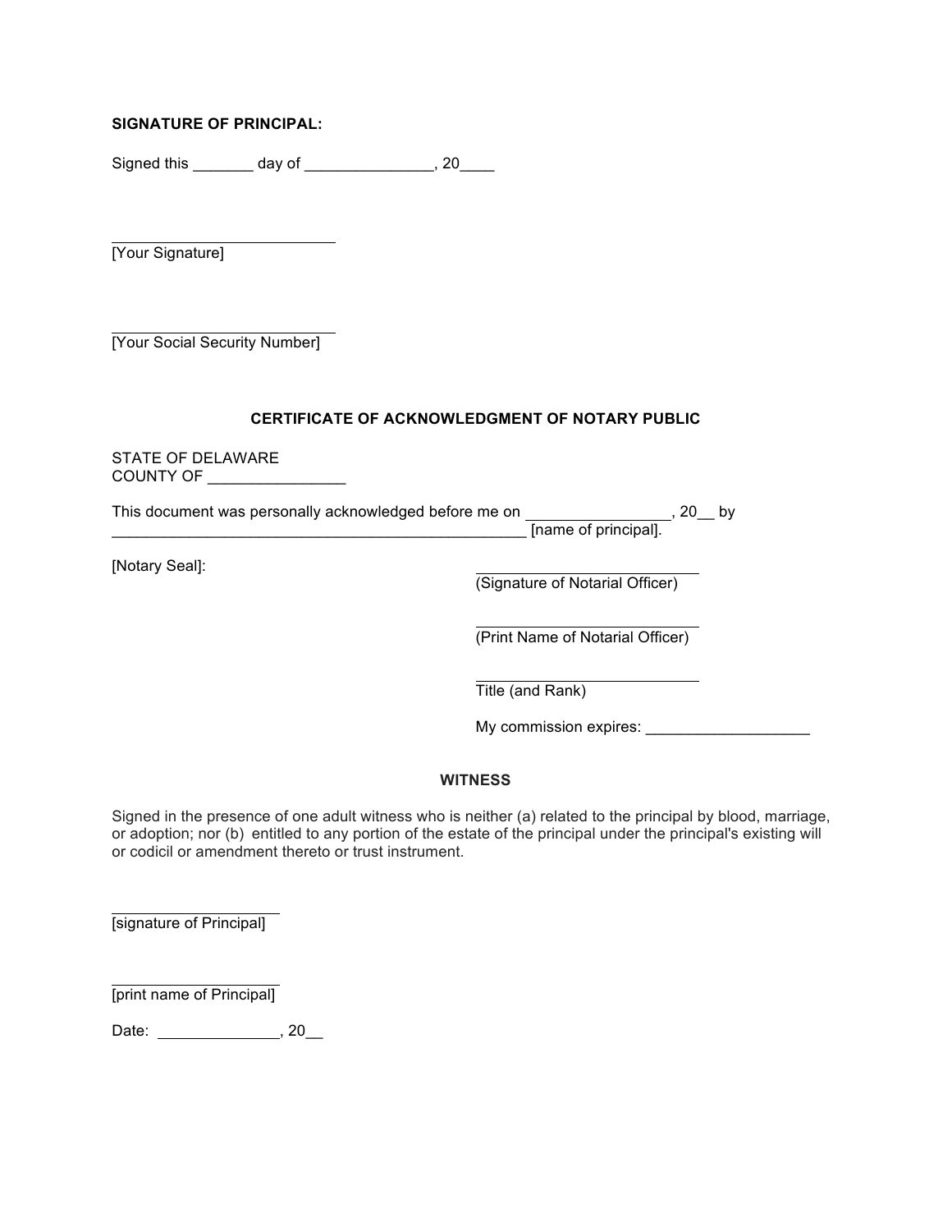**SIGNATURE OF PRINCIPAL:**

Signed this _______ day of _______________, 20____

_________________________
[Your Signature]

_________________________
[Your Social Security Number]

## CERTIFICATE OF ACKNOWLEDGMENT OF NOTARY PUBLIC

STATE OF DELAWARE
COUNTY OF ________________

This document was personally acknowledged before me on _________________, 20__ by ___________________________________________________ [name of principal].

[Notary Seal]:

_________________________
(Signature of Notarial Officer)

_________________________
(Print Name of Notarial Officer)

_________________________
Title (and Rank)

My commission expires: ___________________

## WITNESS

Signed in the presence of one adult witness who is neither (a) related to the principal by blood, marriage, or adoption; nor (b) entitled to any portion of the estate of the principal under the principal's existing will or codicil or amendment thereto or trust instrument.

_____________________
[signature of Principal]

_____________________
[print name of Principal]

Date: ______________, 20__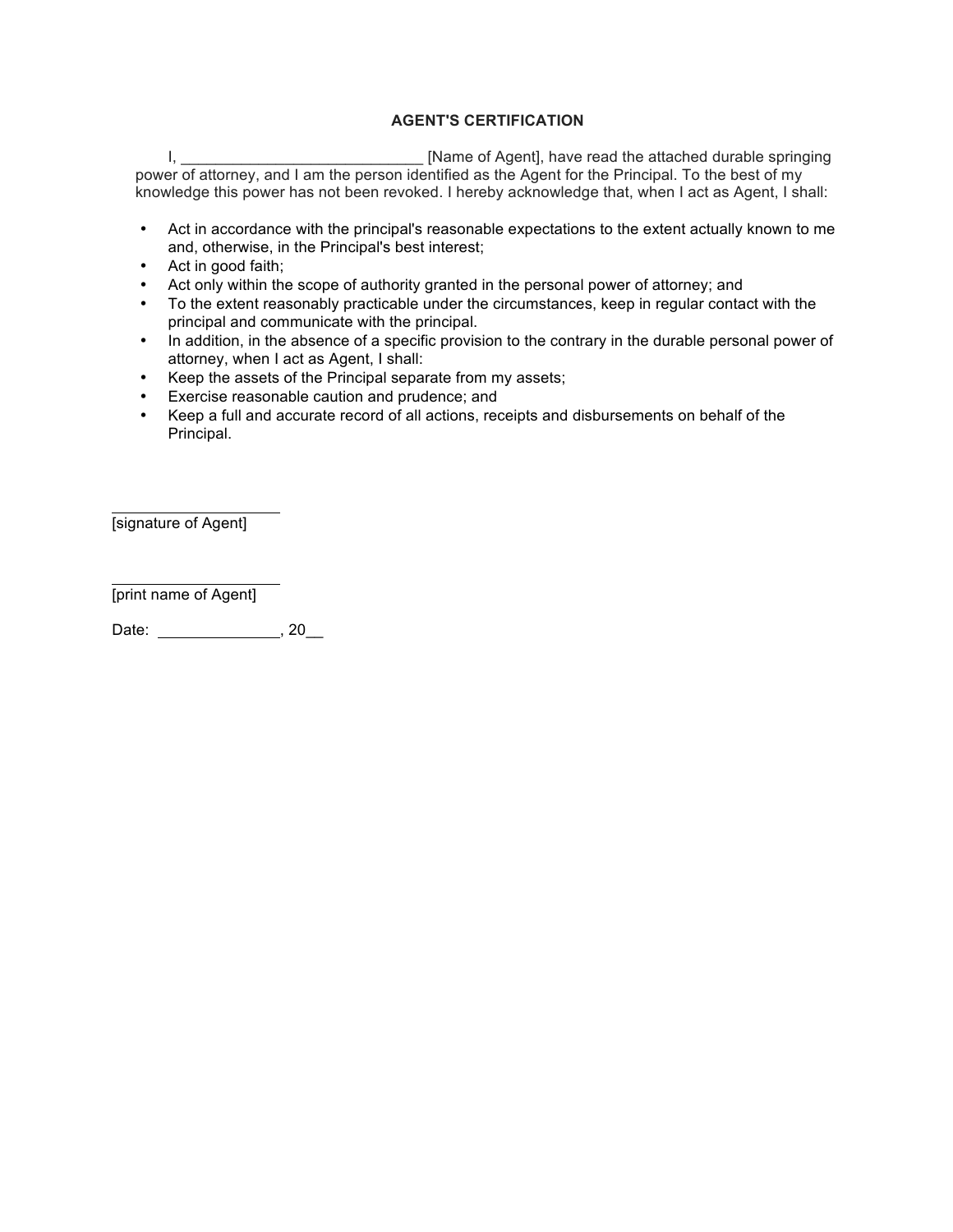## AGENT'S CERTIFICATION

I, ____________________________ [Name of Agent], have read the attached durable springing power of attorney, and I am the person identified as the Agent for the Principal. To the best of my knowledge this power has not been revoked. I hereby acknowledge that, when I act as Agent, I shall:

- Act in accordance with the principal's reasonable expectations to the extent actually known to me and, otherwise, in the Principal's best interest;
- Act in good faith;
- Act only within the scope of authority granted in the personal power of attorney; and
- To the extent reasonably practicable under the circumstances, keep in regular contact with the principal and communicate with the principal.
- In addition, in the absence of a specific provision to the contrary in the durable personal power of attorney, when I act as Agent, I shall:
- Keep the assets of the Principal separate from my assets;
- Exercise reasonable caution and prudence; and
- Keep a full and accurate record of all actions, receipts and disbursements on behalf of the Principal.

______________________
[signature of Agent]

______________________
[print name of Agent]

Date: ______________, 20__